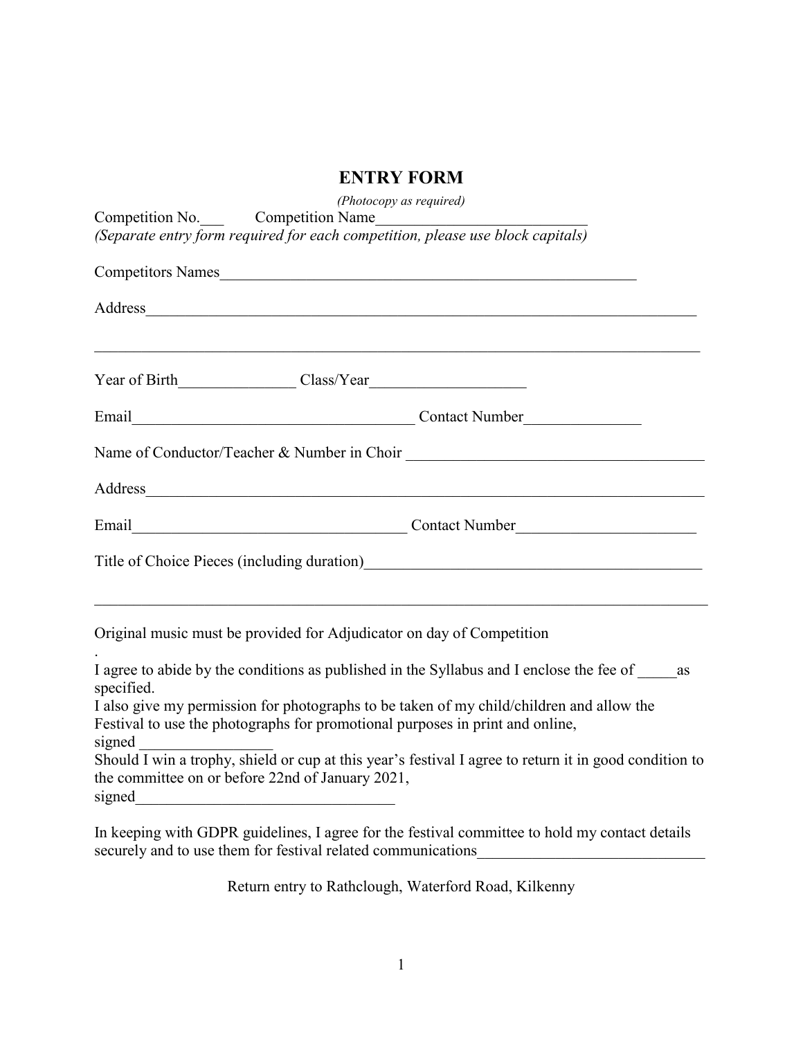# ENTRY FORM

*(Photocopy as required)*

Competition No.___ Competition Name___________________________

*(Separate entry form required for each competition, please use block capitals)*

Competitors Names_____________________________________________________

Address______________________________________________________________________

_____________________________________________________________________________

Year of Birth_______________ Class/Year____________________

Email____________________________________ Contact Number_______________

Name of Conductor/Teacher & Number in Choir ______________________________________

Address______________________________________________________________________

Email____________________________________ Contact Number______________________

Title of Choice Pieces (including duration)__________________________________________

_____________________________________________________________________________

Original music must be provided for Adjudicator on day of Competition

.

I agree to abide by the conditions as published in the Syllabus and I enclose the fee of _____as specified.

I also give my permission for photographs to be taken of my child/children and allow the Festival to use the photographs for promotional purposes in print and online,

signed ________________

Should I win a trophy, shield or cup at this year's festival I agree to return it in good condition to the committee on or before 22nd of January 2021,

signed________________________________

In keeping with GDPR guidelines, I agree for the festival committee to hold my contact details securely and to use them for festival related communications_____________________________

Return entry to Rathclough, Waterford Road, Kilkenny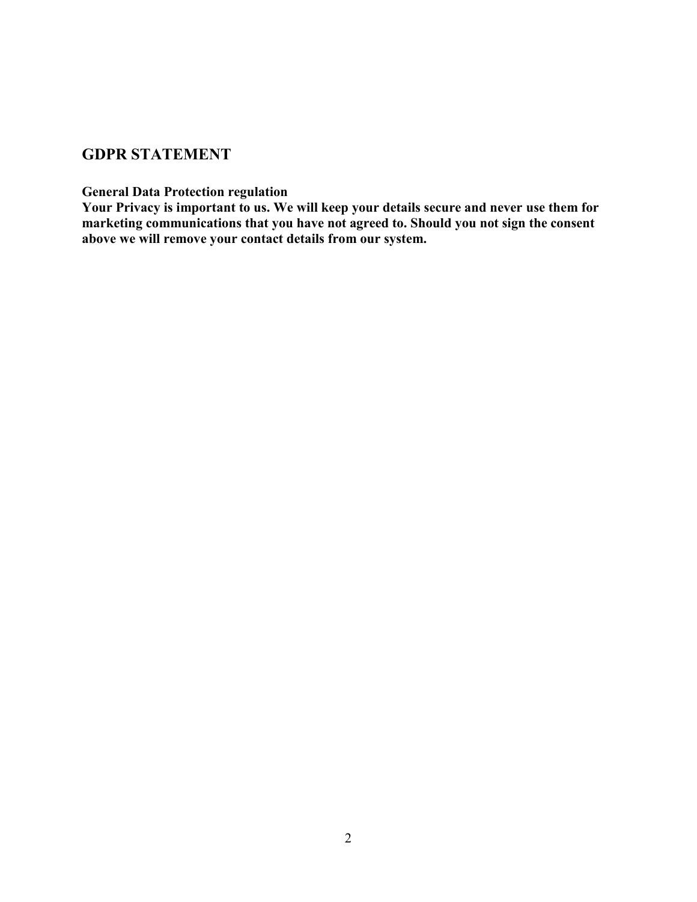## GDPR STATEMENT

**General Data Protection regulation**
**Your Privacy is important to us. We will keep your details secure and never use them for marketing communications that you have not agreed to. Should you not sign the consent above we will remove your contact details from our system.**